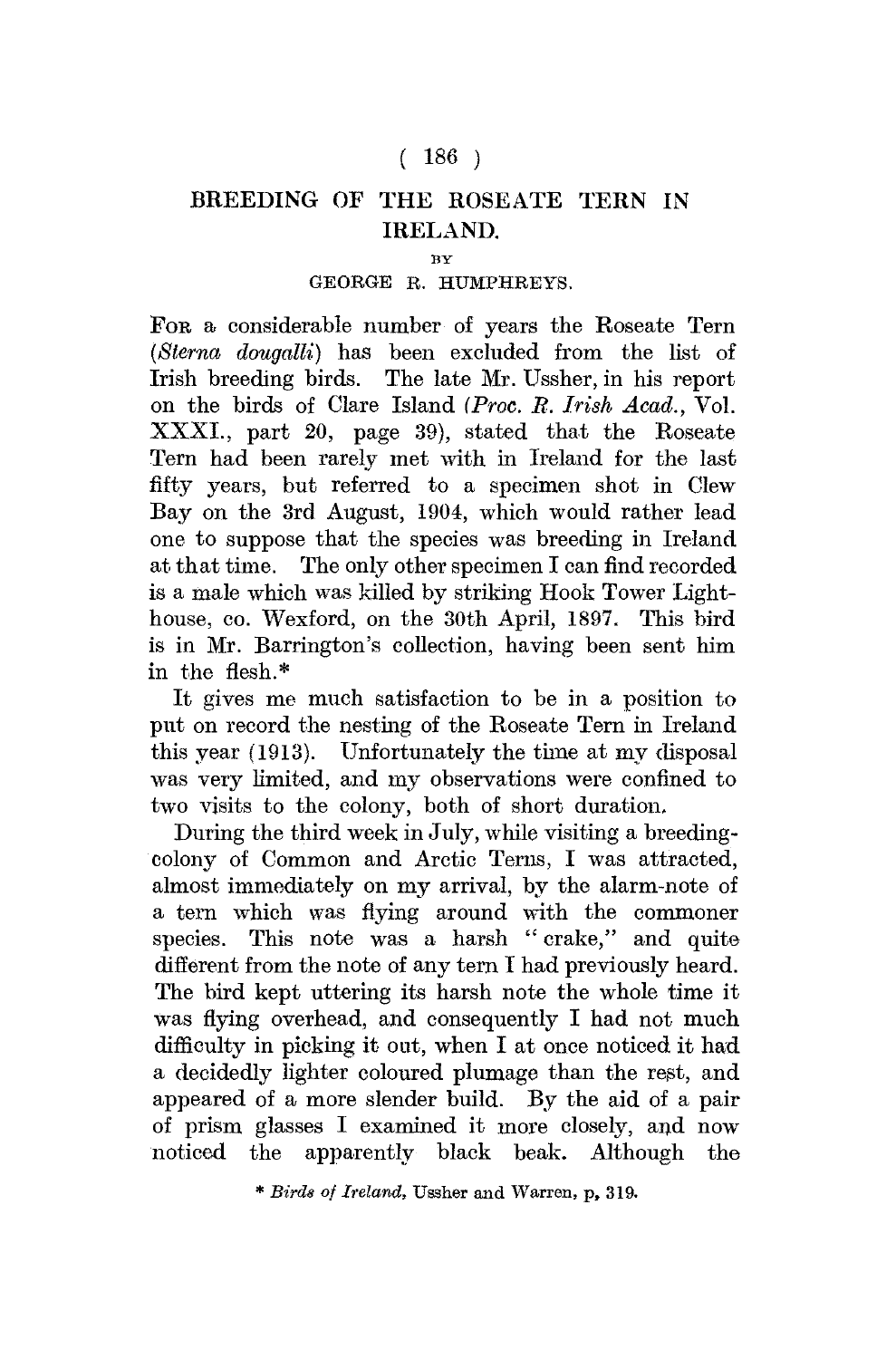# BREEDING OF THE ROSEATE TERN IN IRELAND.

BY

GEORGE R. HUMPHREYS.

FOR a considerable number of years the Roseate Tern (*Sterna dougalli*) has been excluded from the list of Irish breeding birds. The late Mr. Ussher, in his report on the birds of Clare Island (*Proc. R. Irish Acad.*, Vol. XXXI., part 20, page 39), stated that the Roseate Tern had been rarely met with in Ireland for the last fifty years, but referred to a specimen shot in Clew Bay on the 3rd August, 1904, which would rather lead one to suppose that the species was breeding in Ireland at that time. The only other specimen I can find recorded is a male which was killed by striking Hook Tower Lighthouse, co. Wexford, on the 30th April, 1897. This bird is in Mr. Barrington's collection, having been sent him in the flesh.*

It gives me much satisfaction to be in a position to put on record the nesting of the Roseate Tern in Ireland this year (1913). Unfortunately the time at my disposal was very limited, and my observations were confined to two visits to the colony, both of short duration.

During the third week in July, while visiting a breeding-colony of Common and Arctic Terns, I was attracted, almost immediately on my arrival, by the alarm-note of a tern which was flying around with the commoner species. This note was a harsh "crake," and quite different from the note of any tern I had previously heard. The bird kept uttering its harsh note the whole time it was flying overhead, and consequently I had not much difficulty in picking it out, when I at once noticed it had a decidedly lighter coloured plumage than the rest, and appeared of a more slender build. By the aid of a pair of prism glasses I examined it more closely, and now noticed the apparently black beak. Although the

\* *Birds of Ireland*, Ussher and Warren, p. 319.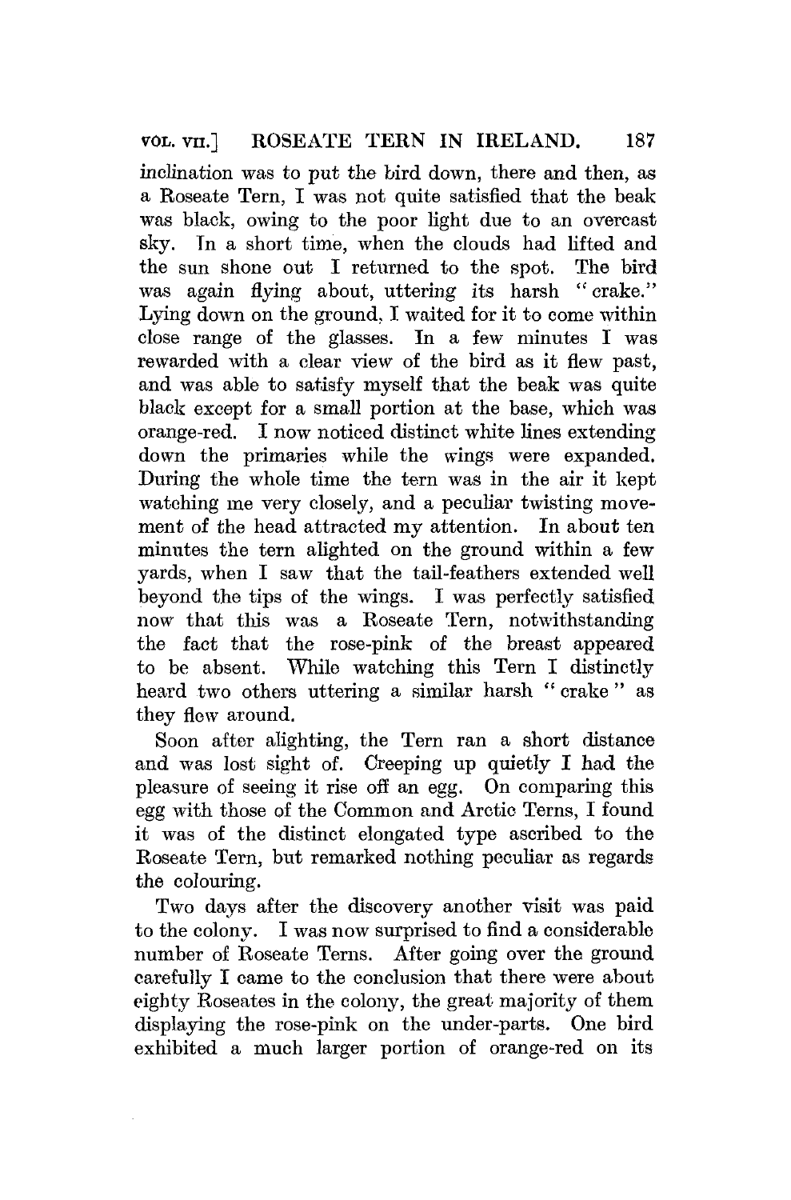inclination was to put the bird down, there and then, as a Roseate Tern, I was not quite satisfied that the beak was black, owing to the poor light due to an overcast sky. In a short time, when the clouds had lifted and the sun shone out I returned to the spot. The bird was again flying about, uttering its harsh "crake." Lying down on the ground, I waited for it to come within close range of the glasses. In a few minutes I was rewarded with a clear view of the bird as it flew past, and was able to satisfy myself that the beak was quite black except for a small portion at the base, which was orange-red. I now noticed distinct white lines extending down the primaries while the wings were expanded. During the whole time the tern was in the air it kept watching me very closely, and a peculiar twisting movement of the head attracted my attention. In about ten minutes the tern alighted on the ground within a few yards, when I saw that the tail-feathers extended well beyond the tips of the wings. I was perfectly satisfied now that this was a Roseate Tern, notwithstanding the fact that the rose-pink of the breast appeared to be absent. While watching this Tern I distinctly heard two others uttering a similar harsh "crake" as they flew around.

Soon after alighting, the Tern ran a short distance and was lost sight of. Creeping up quietly I had the pleasure of seeing it rise off an egg. On comparing this egg with those of the Common and Arctic Terns, I found it was of the distinct elongated type ascribed to the Roseate Tern, but remarked nothing peculiar as regards the colouring.

Two days after the discovery another visit was paid to the colony. I was now surprised to find a considerable number of Roseate Terns. After going over the ground carefully I came to the conclusion that there were about eighty Roseates in the colony, the great majority of them displaying the rose-pink on the under-parts. One bird exhibited a much larger portion of orange-red on its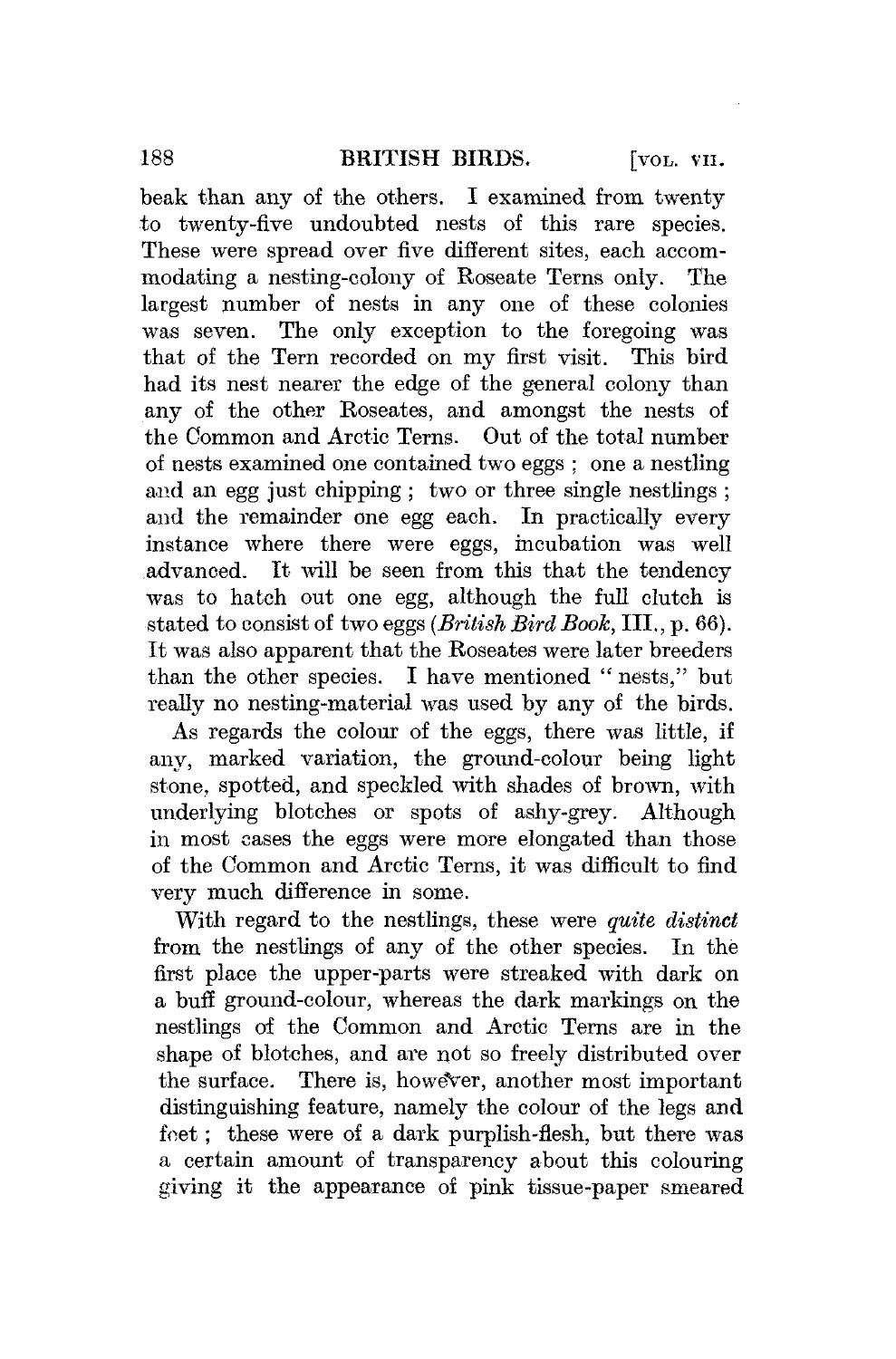beak than any of the others. I examined from twenty to twenty-five undoubted nests of this rare species. These were spread over five different sites, each accommodating a nesting-colony of Roseate Terns only. The largest number of nests in any one of these colonies was seven. The only exception to the foregoing was that of the Tern recorded on my first visit. This bird had its nest nearer the edge of the general colony than any of the other Roseates, and amongst the nests of the Common and Arctic Terns. Out of the total number of nests examined one contained two eggs ; one a nestling and an egg just chipping ; two or three single nestlings ; and the remainder one egg each. In practically every instance where there were eggs, incubation was well advanced. It will be seen from this that the tendency was to hatch out one egg, although the full clutch is stated to consist of two eggs (*British Bird Book*, III., p. 66). It was also apparent that the Roseates were later breeders than the other species. I have mentioned "nests," but really no nesting-material was used by any of the birds.

As regards the colour of the eggs, there was little, if any, marked variation, the ground-colour being light stone, spotted, and speckled with shades of brown, with underlying blotches or spots of ashy-grey. Although in most cases the eggs were more elongated than those of the Common and Arctic Terns, it was difficult to find very much difference in some.

With regard to the nestlings, these were *quite distinct* from the nestlings of any of the other species. In the first place the upper-parts were streaked with dark on a buff ground-colour, whereas the dark markings on the nestlings of the Common and Arctic Terns are in the shape of blotches, and are not so freely distributed over the surface. There is, however, another most important distinguishing feature, namely the colour of the legs and feet ; these were of a dark purplish-flesh, but there was a certain amount of transparency about this colouring giving it the appearance of pink tissue-paper smeared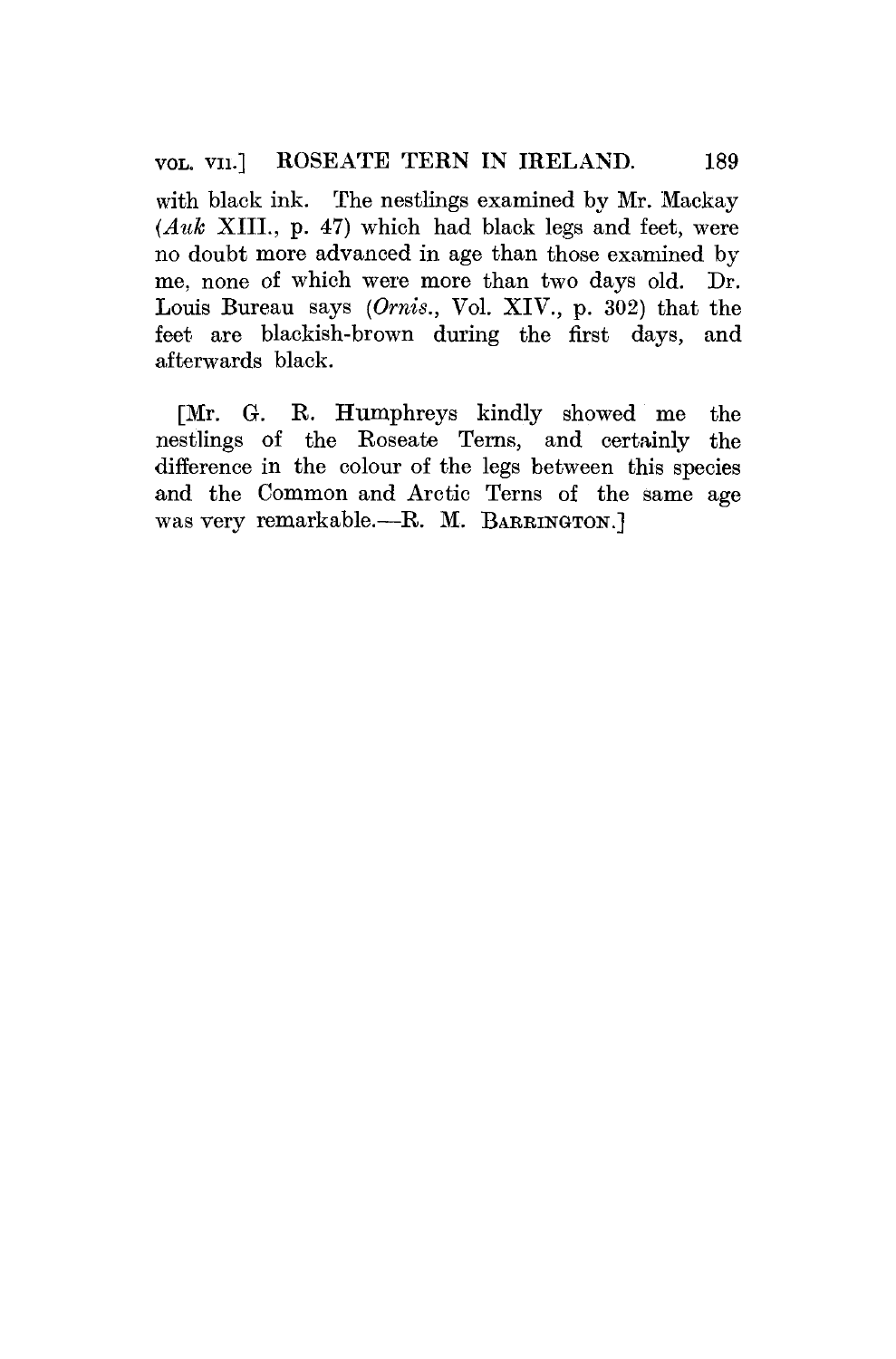with black ink. The nestlings examined by Mr. Mackay (*Auk* XIII., p. 47) which had black legs and feet, were no doubt more advanced in age than those examined by me, none of which were more than two days old. Dr. Louis Bureau says (*Ornis.*, Vol. XIV., p. 302) that the feet are blackish-brown during the first days, and afterwards black.

[Mr. G. R. Humphreys kindly showed me the nestlings of the Roseate Terns, and certainly the difference in the colour of the legs between this species and the Common and Arctic Terns of the same age was very remarkable.—R. M. BARRINGTON.]